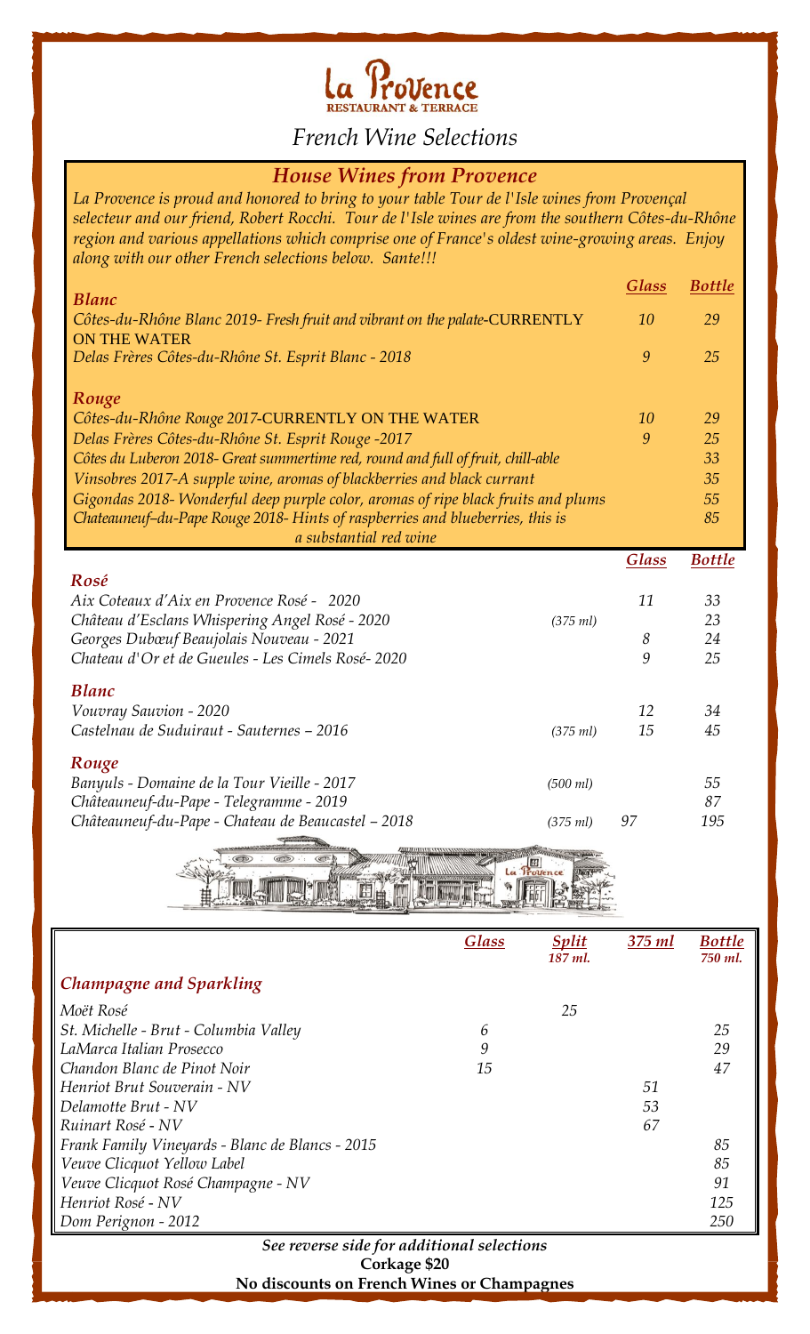# La Provence

RESTAURANT & TERRACE

## French Wine Selections

### House Wines from Provence

*La Provence is proud and honored to bring to your table Tour de l'Isle wines from Provençal selecteur and our friend, Robert Rocchi. Tour de l'Isle wines are from the southern Côtes-du-Rhône region and various appellations which comprise one of France's oldest wine-growing areas. Enjoy along with our other French selections below. Sante!!!*

| | Glass | Bottle |
|---|---|---|
| ***Blanc*** | | |
| *Côtes-du-Rhône Blanc 2019- Fresh fruit and vibrant on the palate*-CURRENTLY ON THE WATER | 10 | 29 |
| *Delas Frères Côtes-du-Rhône St. Esprit Blanc - 2018* | 9 | 25 |
| ***Rouge*** | | |
| *Côtes-du-Rhône Rouge 2017*-CURRENTLY ON THE WATER | 10 | 29 |
| *Delas Frères Côtes-du-Rhône St. Esprit Rouge -2017* | 9 | 25 |
| *Côtes du Luberon 2018- Great summertime red, round and full of fruit, chill-able* | | 33 |
| *Vinsobres 2017-A supple wine, aromas of blackberries and black currant* | | 35 |
| *Gigondas 2018- Wonderful deep purple color, aromas of ripe black fruits and plums* | | 55 |
| *Chateauneuf–du-Pape Rouge 2018- Hints of raspberries and blueberries, this is a substantial red wine* | | 85 |

| | | Glass | Bottle |
|---|---|---|---|
| ***Rosé*** | | | |
| *Aix Coteaux d'Aix en Provence Rosé - 2020* | | 11 | 33 |
| *Château d'Esclans Whispering Angel Rosé - 2020* | *(375 ml)* | | 23 |
| *Georges Dubœuf Beaujolais Nouveau - 2021* | | 8 | 24 |
| *Chateau d'Or et de Gueules - Les Cimels Rosé- 2020* | | 9 | 25 |
| ***Blanc*** | | | |
| *Vouvray Sauvion - 2020* | | 12 | 34 |
| *Castelnau de Suduiraut - Sauternes – 2016* | *(375 ml)* | 15 | 45 |
| ***Rouge*** | | | |
| *Banyuls - Domaine de la Tour Vieille - 2017* | *(500 ml)* | | 55 |
| *Châteauneuf-du-Pape - Telegramme - 2019* | | | 87 |
| *Châteauneuf-du-Pape - Chateau de Beaucastel – 2018* | *(375 ml)* | 97 | 195 |

| ***Champagne and Sparkling*** | Glass | Split 187 ml. | 375 ml | Bottle 750 ml. |
|---|---|---|---|---|
| *Moët Rosé* | | 25 | | |
| *St. Michelle - Brut - Columbia Valley* | 6 | | | 25 |
| *LaMarca Italian Prosecco* | 9 | | | 29 |
| *Chandon Blanc de Pinot Noir* | 15 | | | 47 |
| *Henriot Brut Souverain - NV* | | | 51 | |
| *Delamotte Brut - NV* | | | 53 | |
| *Ruinart Rosé - NV* | | | 67 | |
| *Frank Family Vineyards - Blanc de Blancs - 2015* | | | | 85 |
| *Veuve Clicquot Yellow Label* | | | | 85 |
| *Veuve Clicquot Rosé Champagne - NV* | | | | 91 |
| *Henriot Rosé - NV* | | | | 125 |
| *Dom Perignon - 2012* | | | | 250 |

***See reverse side for additional selections***

**Corkage $20**

**No discounts on French Wines or Champagnes**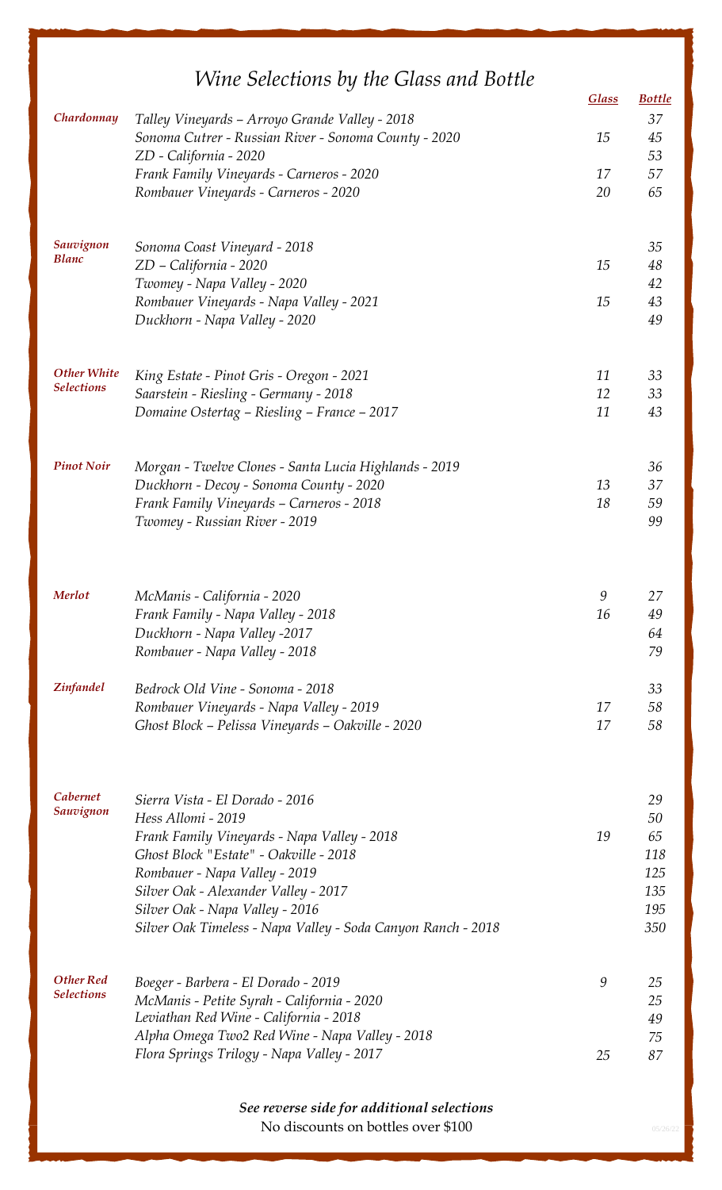# Wine Selections by the Glass and Bottle

| | | Glass | Bottle |
|---|---|---|---|
| **Chardonnay** | Talley Vineyards – Arroyo Grande Valley - 2018 | | 37 |
| | Sonoma Cutrer - Russian River - Sonoma County - 2020 | 15 | 45 |
| | ZD - California - 2020 | | 53 |
| | Frank Family Vineyards - Carneros - 2020 | 17 | 57 |
| | Rombauer Vineyards - Carneros - 2020 | 20 | 65 |
| **Sauvignon Blanc** | Sonoma Coast Vineyard - 2018 | | 35 |
| | ZD – California - 2020 | 15 | 48 |
| | Twomey - Napa Valley - 2020 | | 42 |
| | Rombauer Vineyards - Napa Valley - 2021 | 15 | 43 |
| | Duckhorn - Napa Valley - 2020 | | 49 |
| **Other White Selections** | King Estate - Pinot Gris - Oregon - 2021 | 11 | 33 |
| | Saarstein - Riesling - Germany - 2018 | 12 | 33 |
| | Domaine Ostertag – Riesling – France – 2017 | 11 | 43 |
| **Pinot Noir** | Morgan - Twelve Clones - Santa Lucia Highlands - 2019 | | 36 |
| | Duckhorn - Decoy - Sonoma County - 2020 | 13 | 37 |
| | Frank Family Vineyards – Carneros - 2018 | 18 | 59 |
| | Twomey - Russian River - 2019 | | 99 |
| **Merlot** | McManis - California - 2020 | 9 | 27 |
| | Frank Family - Napa Valley - 2018 | 16 | 49 |
| | Duckhorn - Napa Valley -2017 | | 64 |
| | Rombauer - Napa Valley - 2018 | | 79 |
| **Zinfandel** | Bedrock Old Vine - Sonoma - 2018 | | 33 |
| | Rombauer Vineyards - Napa Valley - 2019 | 17 | 58 |
| | Ghost Block – Pelissa Vineyards – Oakville - 2020 | 17 | 58 |
| **Cabernet Sauvignon** | Sierra Vista - El Dorado - 2016 | | 29 |
| | Hess Allomi - 2019 | | 50 |
| | Frank Family Vineyards - Napa Valley - 2018 | 19 | 65 |
| | Ghost Block "Estate" - Oakville - 2018 | | 118 |
| | Rombauer - Napa Valley - 2019 | | 125 |
| | Silver Oak - Alexander Valley - 2017 | | 135 |
| | Silver Oak - Napa Valley - 2016 | | 195 |
| | Silver Oak Timeless - Napa Valley - Soda Canyon Ranch - 2018 | | 350 |
| **Other Red Selections** | Boeger - Barbera - El Dorado - 2019 | 9 | 25 |
| | McManis - Petite Syrah - California - 2020 | | 25 |
| | Leviathan Red Wine - California - 2018 | | 49 |
| | Alpha Omega Two2 Red Wine - Napa Valley - 2018 | | 75 |
| | Flora Springs Trilogy - Napa Valley - 2017 | 25 | 87 |

***See reverse side for additional selections***

No discounts on bottles over $100

05/26/22